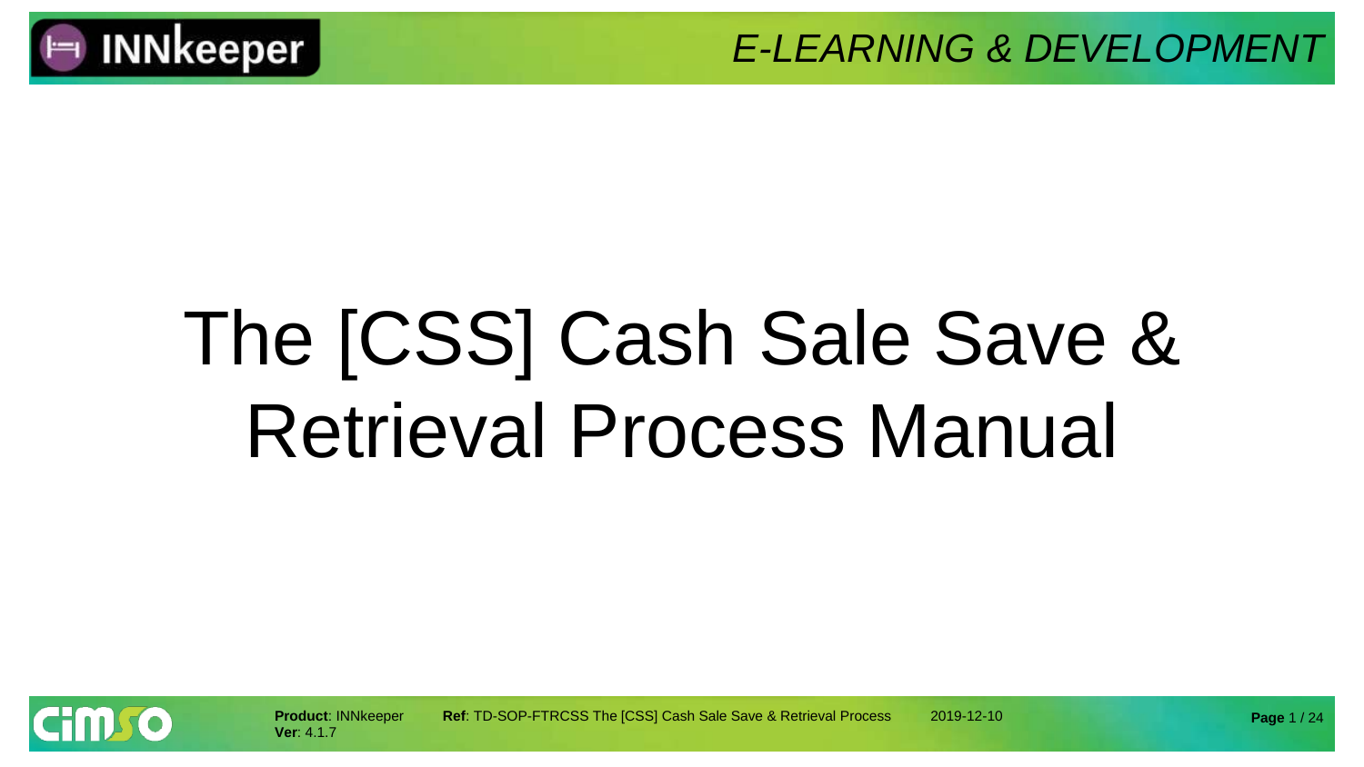# The [CSS] Cash Sale Save & Retrieval Process Manual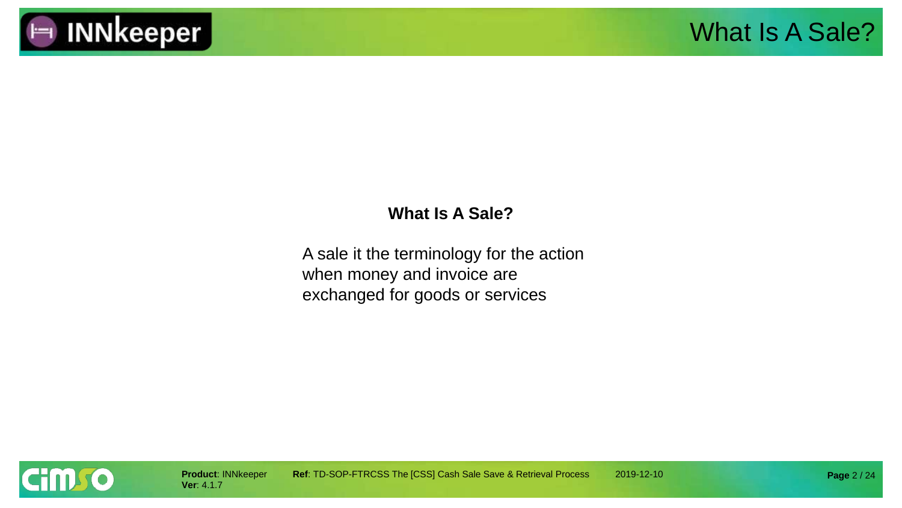## What Is A Sale?

A sale it the terminology for the action when money and invoice are exchanged for goods or services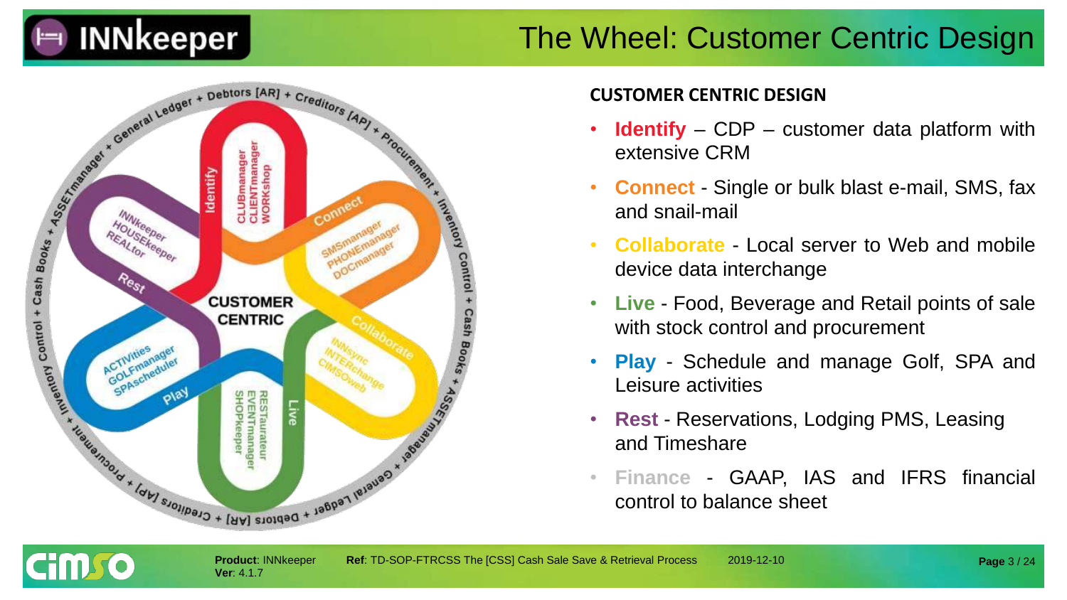# The Wheel: Customer Centric Design

## CUSTOMER CENTRIC DESIGN

- **Identify** – CDP – customer data platform with extensive CRM
- **Connect** - Single or bulk blast e-mail, SMS, fax and snail-mail
- **Collaborate** - Local server to Web and mobile device data interchange
- **Live** - Food, Beverage and Retail points of sale with stock control and procurement
- **Play** - Schedule and manage Golf, SPA and Leisure activities
- **Rest** - Reservations, Lodging PMS, Leasing and Timeshare
- **Finance** - GAAP, IAS and IFRS financial control to balance sheet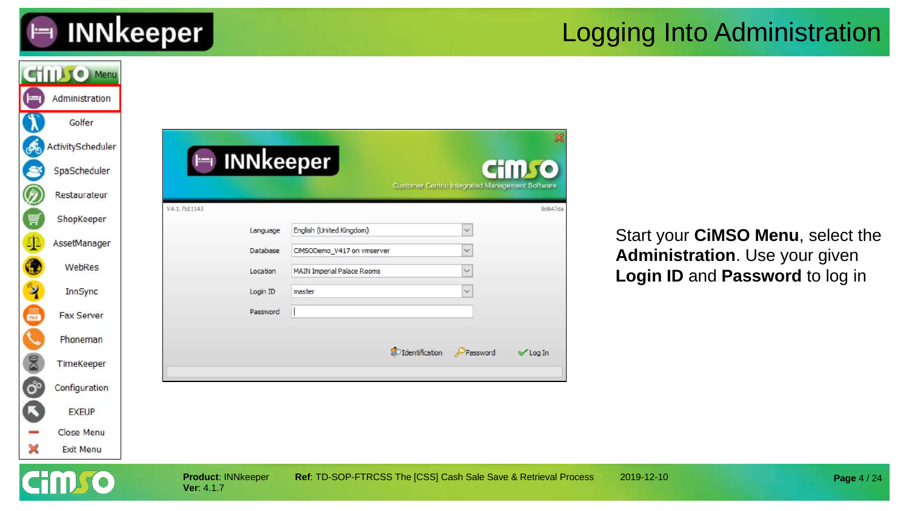# Logging Into Administration

Start your **CiMSO Menu**, select the **Administration**. Use your given **Login ID** and **Password** to log in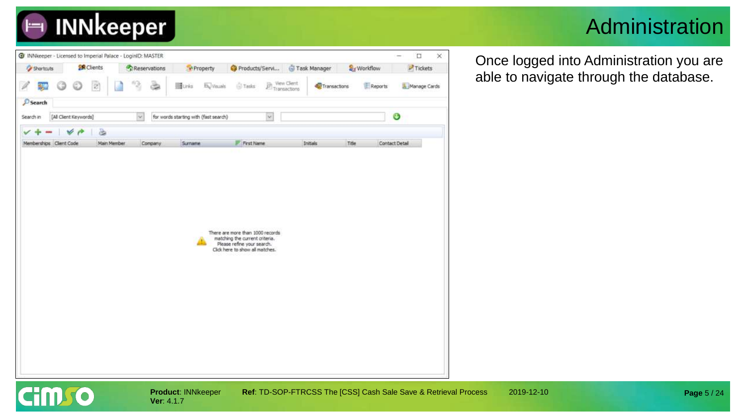# Administration

Once logged into Administration you are able to navigate through the database.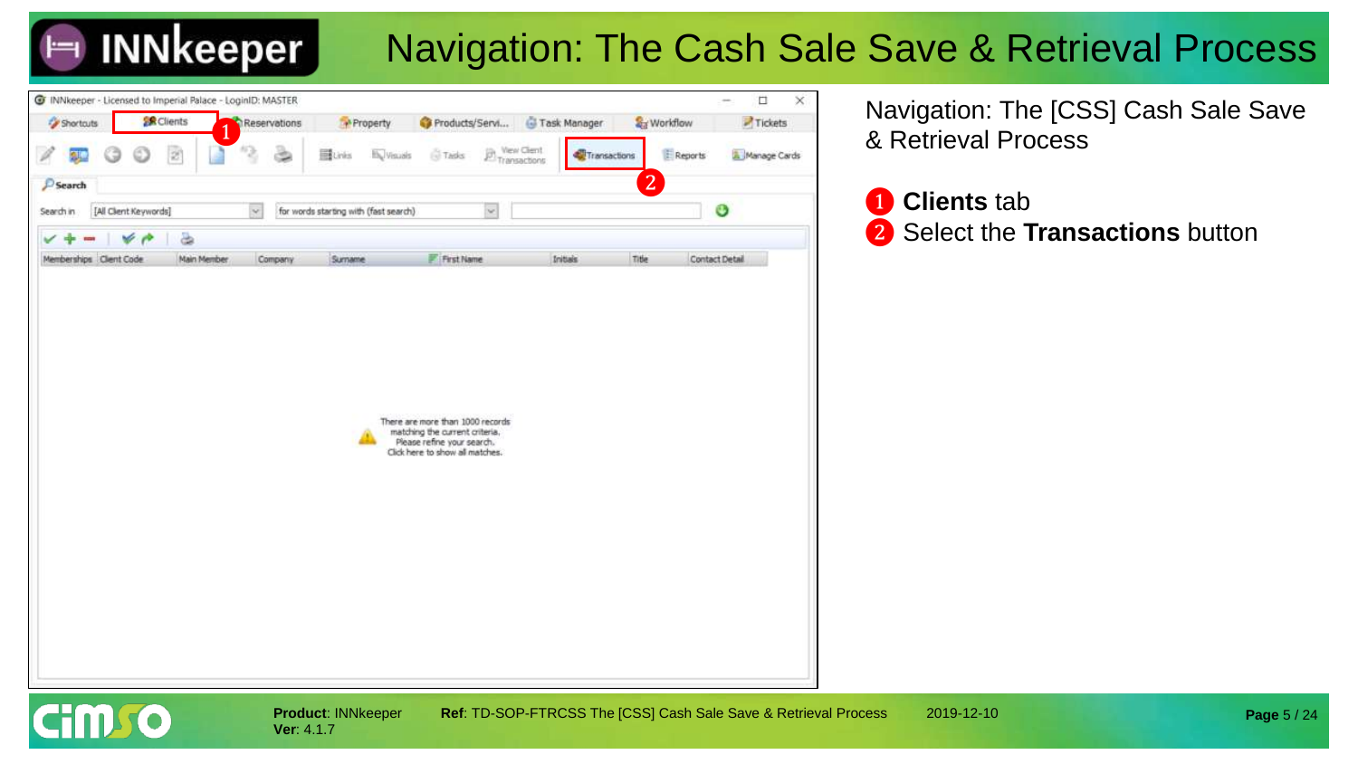# Navigation: The Cash Sale Save & Retrieval Process

Navigation: The [CSS] Cash Sale Save & Retrieval Process

1. **Clients** tab
2. Select the **Transactions** button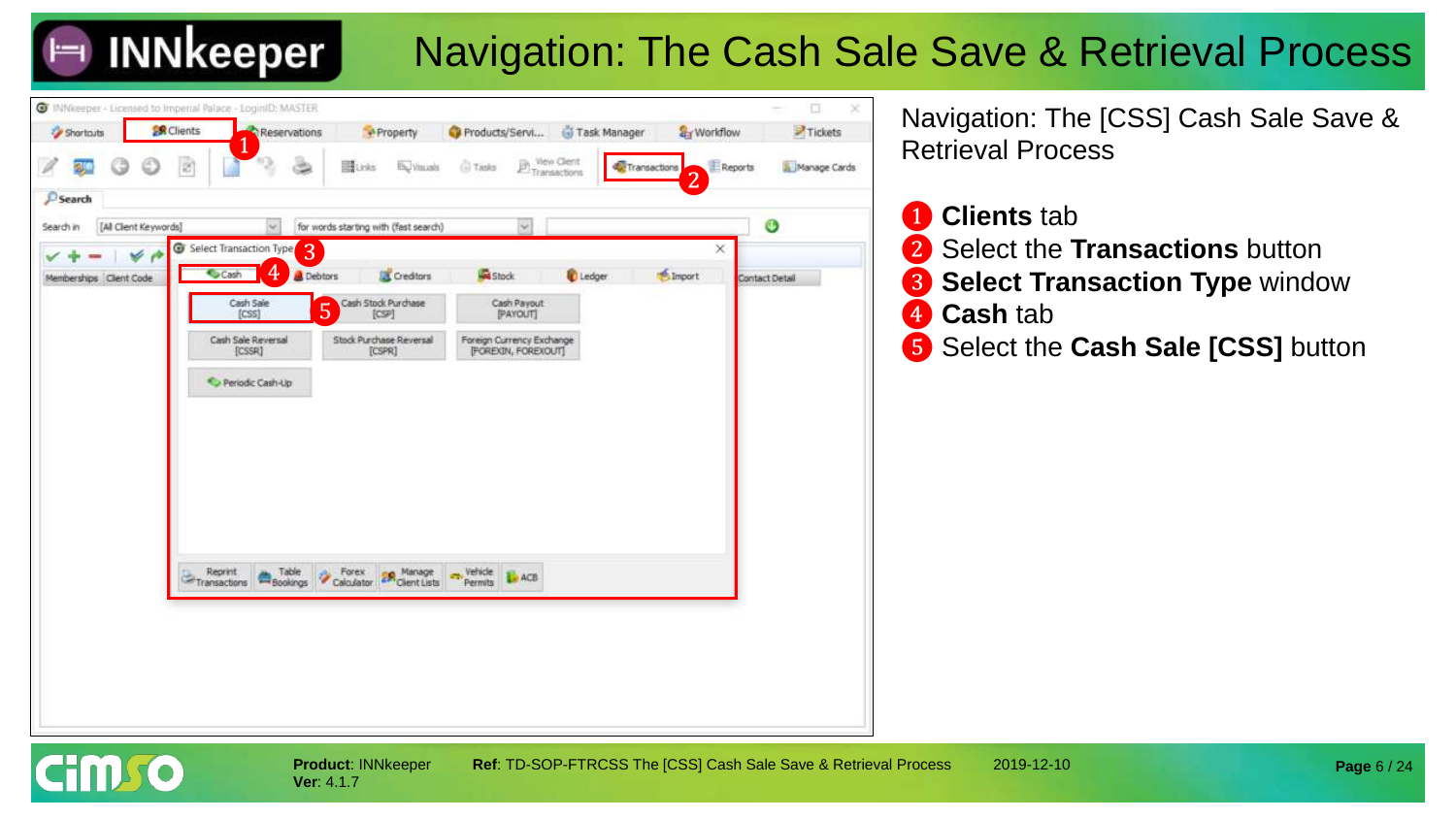# Navigation: The Cash Sale Save & Retrieval Process

Navigation: The [CSS] Cash Sale Save & Retrieval Process

1. **Clients** tab
2. Select the **Transactions** button
3. **Select Transaction Type** window
4. **Cash** tab
5. Select the **Cash Sale [CSS]** button

**Product**: INNkeeper
**Ver**: 4.1.7

**Ref**: TD-SOP-FTRCSS The [CSS] Cash Sale Save & Retrieval Process

2019-12-10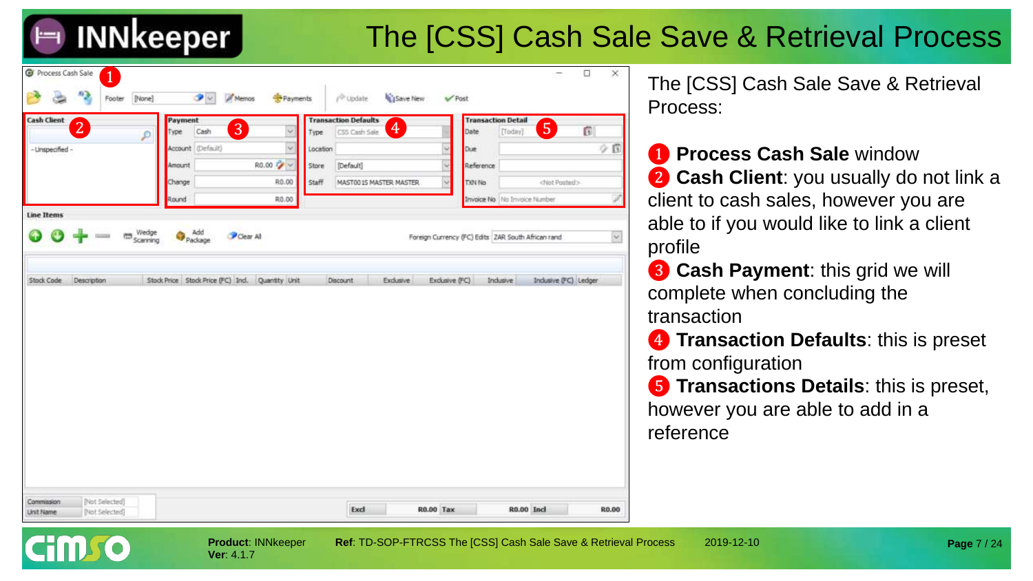# The [CSS] Cash Sale Save & Retrieval Process

The [CSS] Cash Sale Save & Retrieval Process:

1. **Process Cash Sale** window
2. **Cash Client**: you usually do not link a client to cash sales, however you are able to if you would like to link a client profile
3. **Cash Payment**: this grid we will complete when concluding the transaction
4. **Transaction Defaults**: this is preset from configuration
5. **Transactions Details**: this is preset, however you are able to add in a reference

**Product**: INNkeeper
**Ver**: 4.1.7

**Ref**: TD-SOP-FTRCSS The [CSS] Cash Sale Save & Retrieval Process

2019-12-10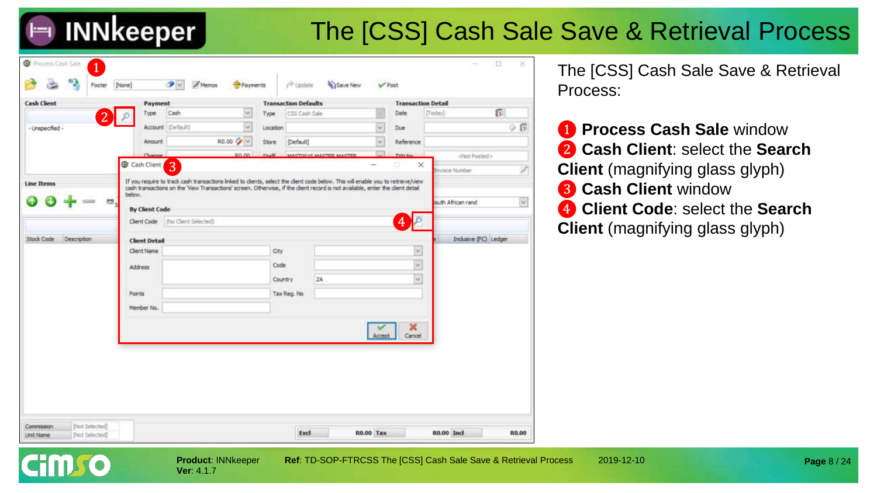# The [CSS] Cash Sale Save & Retrieval Process

The [CSS] Cash Sale Save & Retrieval Process:

1. **Process Cash Sale** window
2. **Cash Client**: select the **Search Client** (magnifying glass glyph)
3. **Cash Client** window
4. **Client Code**: select the **Search Client** (magnifying glass glyph)

**Product**: INNkeeper
**Ver**: 4.1.7

**Ref**: TD-SOP-FTRCSS The [CSS] Cash Sale Save & Retrieval Process

2019-12-10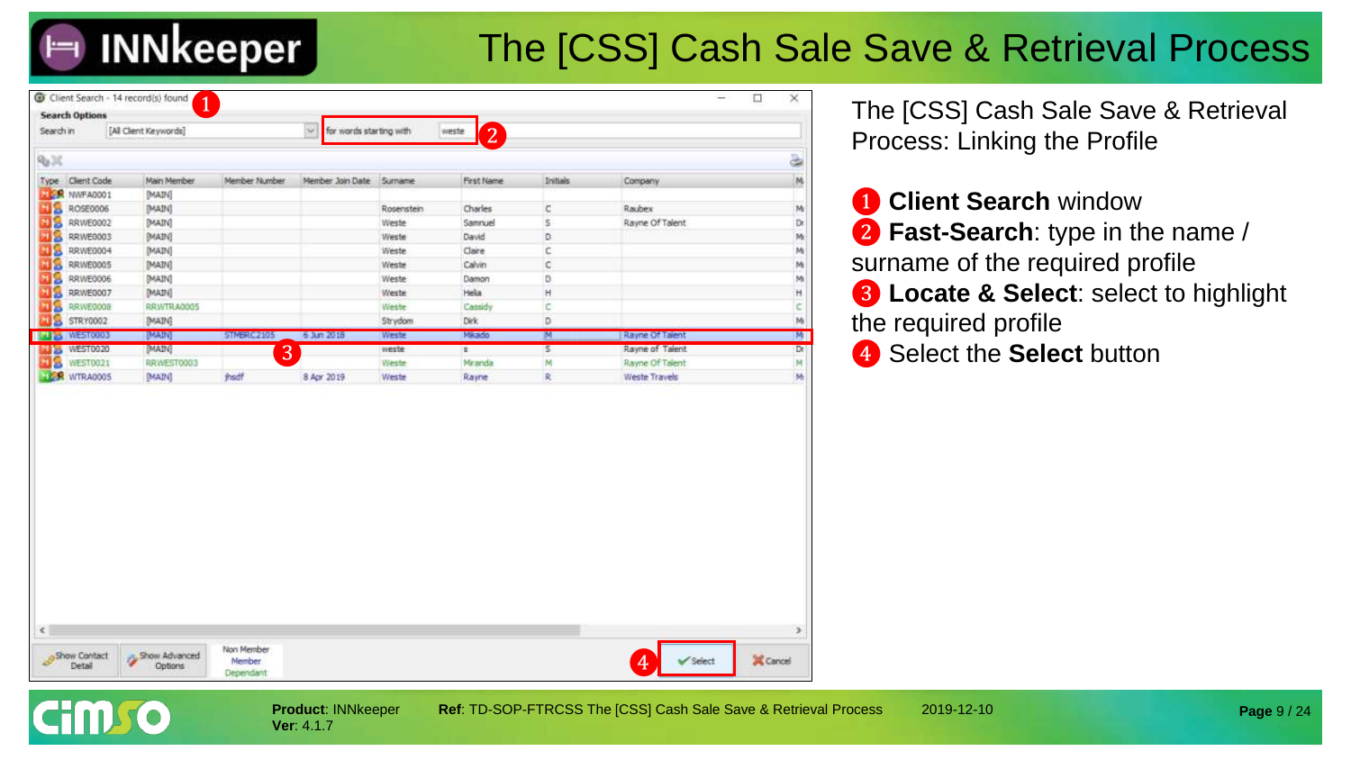# The [CSS] Cash Sale Save & Retrieval Process

Client Search - 14 record(s) found ❶

Search Options

Search in [All Client Keywords] for words starting with weste ❷

| Type | Client Code | Main Member | Member Number | Member Join Date | Surname | First Name | Initials | Company |
|---|---|---|---|---|---|---|---|---|
| | NWFA0001 | [MAIN] | | | | | | |
| | ROSE0006 | [MAIN] | | | Rosenstein | Charles | C | Raubex |
| | RRWE0002 | [MAIN] | | | Weste | Samnuel | S | Rayne Of Talent |
| | RRWE0003 | [MAIN] | | | Weste | David | D | |
| | RRWE0004 | [MAIN] | | | Weste | Claire | C | |
| | RRWE0005 | [MAIN] | | | Weste | Calvin | C | |
| | RRWE0006 | [MAIN] | | | Weste | Damon | D | |
| | RRWE0007 | [MAIN] | | | Weste | Hela | H | |
| | RRWE0008 | RRWTRA0005 | | | Weste | Cassidy | C | |
| | STRY0002 | [MAIN] | | | Strydom | Dirk | D | |
| | WEST0003 | [MAIN] | STMBRC2105 | 6 Jun 2018 | Weste | Mikado | M | Rayne Of Talent |
| | WEST0020 | [MAIN] | | | weste | s | S | Rayne of Talent |
| | WEST0021 | RRWEST0003 | | | Weste | Miranda | M | Rayne Of Talent |
| | WTRA0005 | [MAIN] | jhsdf | 8 Apr 2019 | Weste | Rayne | R | Weste Travels |

❸

Show Contact Detail | Show Advanced Options | Non Member / Member / Dependant | Select ❹ | Cancel

The [CSS] Cash Sale Save & Retrieval Process: Linking the Profile

❶ **Client Search** window

❷ **Fast-Search**: type in the name / surname of the required profile

❸ **Locate & Select**: select to highlight the required profile

❹ Select the **Select** button

**Product**: INNkeeper
**Ver**: 4.1.7

**Ref**: TD-SOP-FTRCSS The [CSS] Cash Sale Save & Retrieval Process 2019-12-10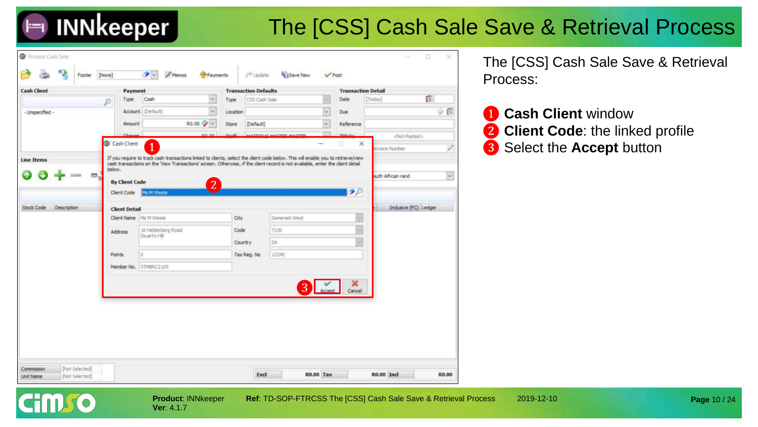# The [CSS] Cash Sale Save & Retrieval Process

The [CSS] Cash Sale Save & Retrieval Process:

1. **Cash Client** window
2. **Client Code**: the linked profile
3. Select the **Accept** button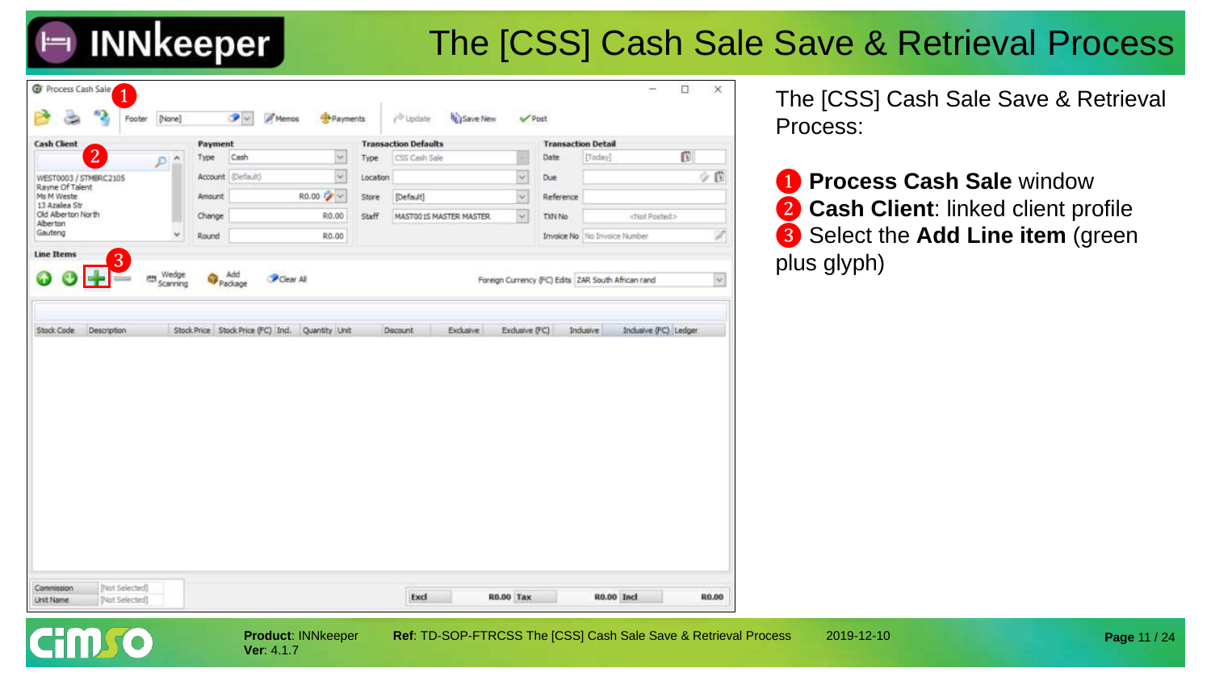# The [CSS] Cash Sale Save & Retrieval Process

The [CSS] Cash Sale Save & Retrieval Process:

1. **Process Cash Sale** window
2. **Cash Client**: linked client profile
3. Select the **Add Line item** (green plus glyph)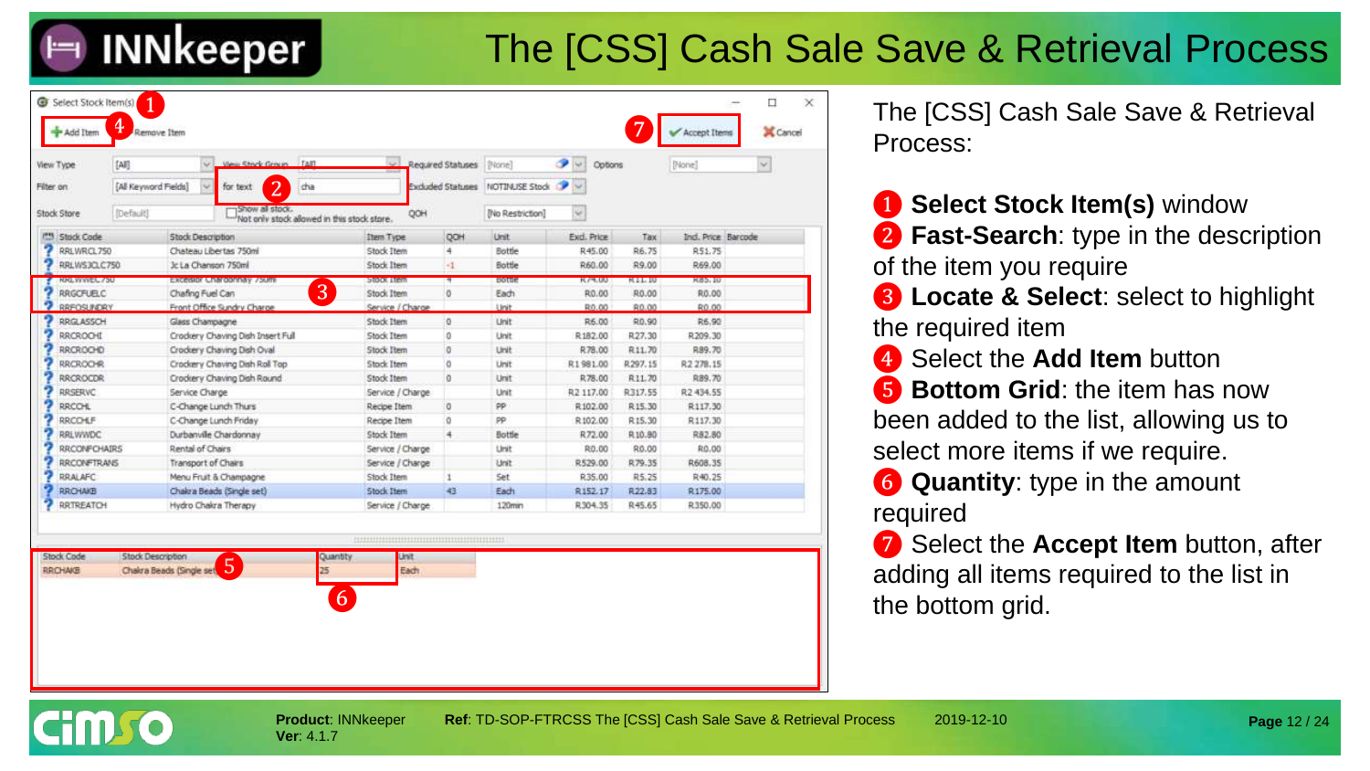# The [CSS] Cash Sale Save & Retrieval Process

| Stock Code | Stock Description | Item Type | QOH | Unit | Excl. Price | Tax | Incl. Price | Barcode |
|---|---|---|---|---|---|---|---|---|
| RRLWRCL750 | Chateau Libertas 750ml | Stock Item | 4 | Bottle | R45.00 | R6.75 | R51.75 | |
| RRLWS3CLC750 | Jc La Chanson 750ml | Stock Item | -1 | Bottle | R60.00 | R9.00 | R69.00 | |
| RRLWWEC750 | Excelsior Chardonnay 750ml | Stock Item | 4 | Bottle | R74.00 | R11.10 | R85.10 | |
| RRGCFUELC | Chafing Fuel Can | Stock Item | 0 | Each | R0.00 | R0.00 | R0.00 | |
| RRFOSUNDRY | Front Office Sundry Charge | Service / Charge | | Unit | R0.00 | R0.00 | R0.00 | |
| RRGLASSCH | Glass Champagne | Stock Item | 0 | Unit | R6.00 | R0.90 | R6.90 | |
| RRCROCHI | Crockery Chaving Dish Insert Full | Stock Item | 0 | Unit | R182.00 | R27.30 | R209.30 | |
| RRCROCHD | Crockery Chaving Dish Oval | Stock Item | 0 | Unit | R78.00 | R11.70 | R89.70 | |
| RRCROCHR | Crockery Chaving Dish Roll Top | Stock Item | 0 | Unit | R1 981.00 | R297.15 | R2 278.15 | |
| RRCROCDR | Crockery Chaving Dish Round | Stock Item | 0 | Unit | R78.00 | R11.70 | R89.70 | |
| RRSERVC | Service Charge | Service / Charge | | Unit | R2 117.00 | R317.55 | R2 434.55 | |
| RRCCHL | C-Change Lunch Thurs | Recipe Item | 0 | PP | R102.00 | R15.30 | R117.30 | |
| RRCCHLF | C-Change Lunch Friday | Recipe Item | 0 | PP | R102.00 | R15.30 | R117.30 | |
| RRLWWDC | Durbanville Chardonnay | Stock Item | 4 | Bottle | R72.00 | R10.80 | R82.80 | |
| RRCONFCHAIRS | Rental of Chairs | Service / Charge | | Unit | R0.00 | R0.00 | R0.00 | |
| RRCONFTRANS | Transport of Chairs | Service / Charge | | Unit | R529.00 | R79.35 | R608.35 | |
| RRALAFC | Menu Fruit & Champagne | Stock Item | 1 | Set | R35.00 | R5.25 | R40.25 | |
| RRCHAKB | Chakra Beads (Single set) | Stock Item | 43 | Each | R152.17 | R22.83 | R175.00 | |
| RRTREATCH | Hydro Chakra Therapy | Service / Charge | | 120min | R304.35 | R45.65 | R350.00 | |

| Stock Code | Stock Description | Quantity | Unit |
|---|---|---|---|
| RRCHAKB | Chakra Beads (Single set) | 25 | Each |

The [CSS] Cash Sale Save & Retrieval Process:

1. **Select Stock Item(s)** window
2. **Fast-Search**: type in the description of the item you require
3. **Locate & Select**: select to highlight the required item
4. Select the **Add Item** button
5. **Bottom Grid**: the item has now been added to the list, allowing us to select more items if we require.
6. **Quantity**: type in the amount required
7. Select the **Accept Item** button, after adding all items required to the list in the bottom grid.

**Product**: INNkeeper **Ver**: 4.1.7 **Ref**: TD-SOP-FTRCSS The [CSS] Cash Sale Save & Retrieval Process 2019-12-10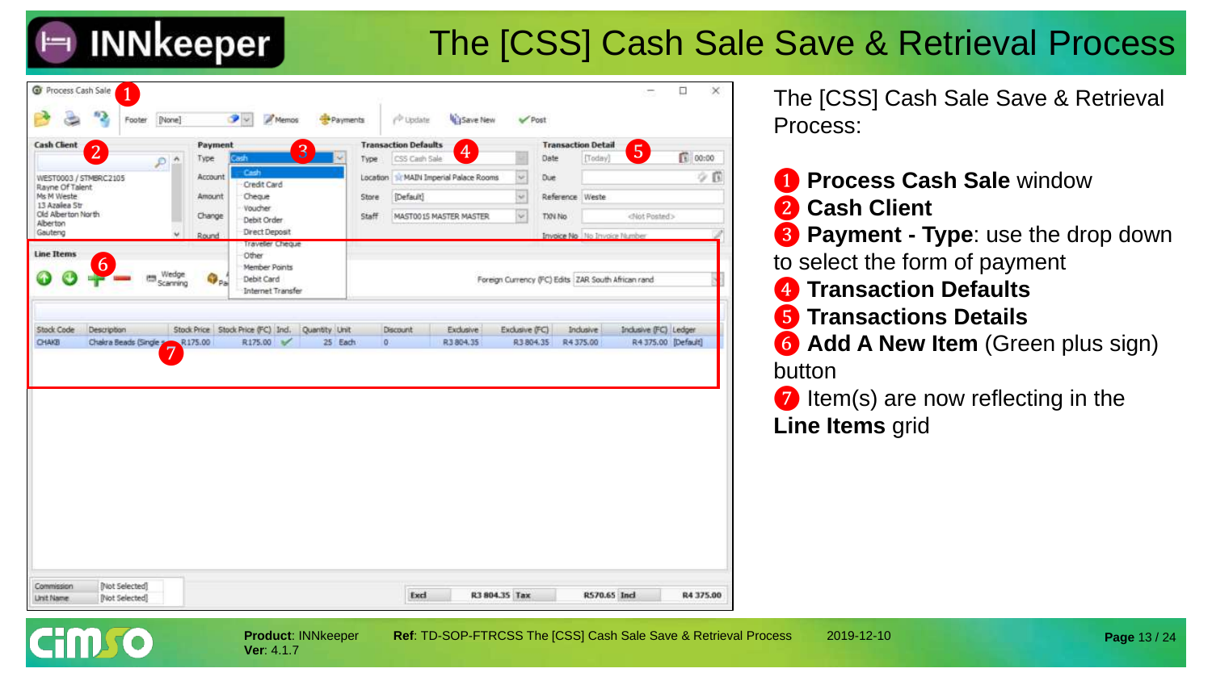# The [CSS] Cash Sale Save & Retrieval Process

The [CSS] Cash Sale Save & Retrieval Process:

1. **Process Cash Sale** window
2. **Cash Client**
3. **Payment - Type**: use the drop down to select the form of payment
4. **Transaction Defaults**
5. **Transactions Details**
6. **Add A New Item** (Green plus sign) button
7. Item(s) are now reflecting in the **Line Items** grid

**Product**: INNkeeper
**Ver**: 4.1.7

**Ref**: TD-SOP-FTRCSS The [CSS] Cash Sale Save & Retrieval Process

2019-12-10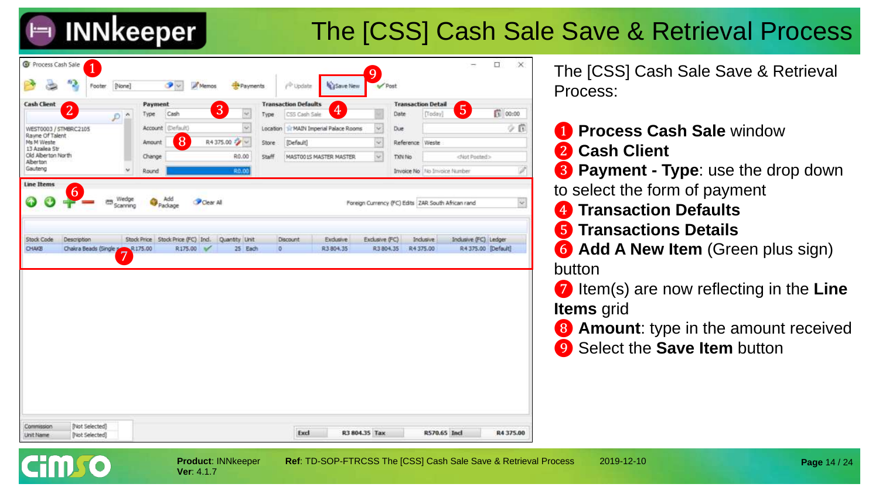# The [CSS] Cash Sale Save & Retrieval Process

The [CSS] Cash Sale Save & Retrieval Process:

1. **Process Cash Sale** window
2. **Cash Client**
3. **Payment - Type**: use the drop down to select the form of payment
4. **Transaction Defaults**
5. **Transactions Details**
6. **Add A New Item** (Green plus sign) button
7. Item(s) are now reflecting in the **Line Items** grid
8. **Amount**: type in the amount received
9. Select the **Save Item** button

**Product**: INNkeeper
**Ver**: 4.1.7

**Ref**: TD-SOP-FTRCSS The [CSS] Cash Sale Save & Retrieval Process 2019-12-10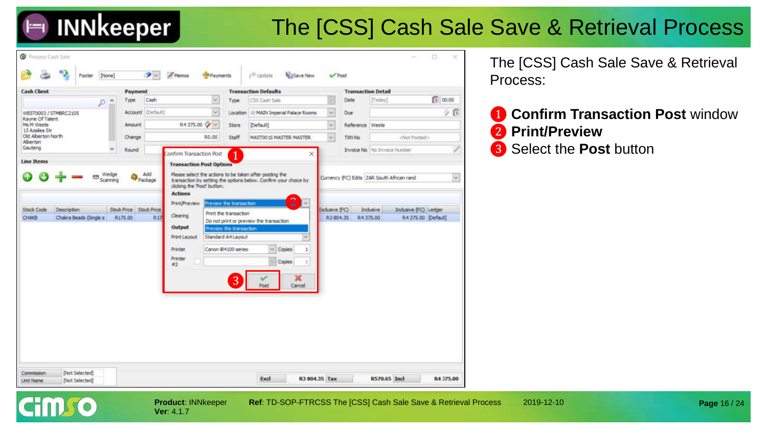# The [CSS] Cash Sale Save & Retrieval Process

The [CSS] Cash Sale Save & Retrieval Process:

1. **Confirm Transaction Post** window
2. **Print/Preview**
3. Select the **Post** button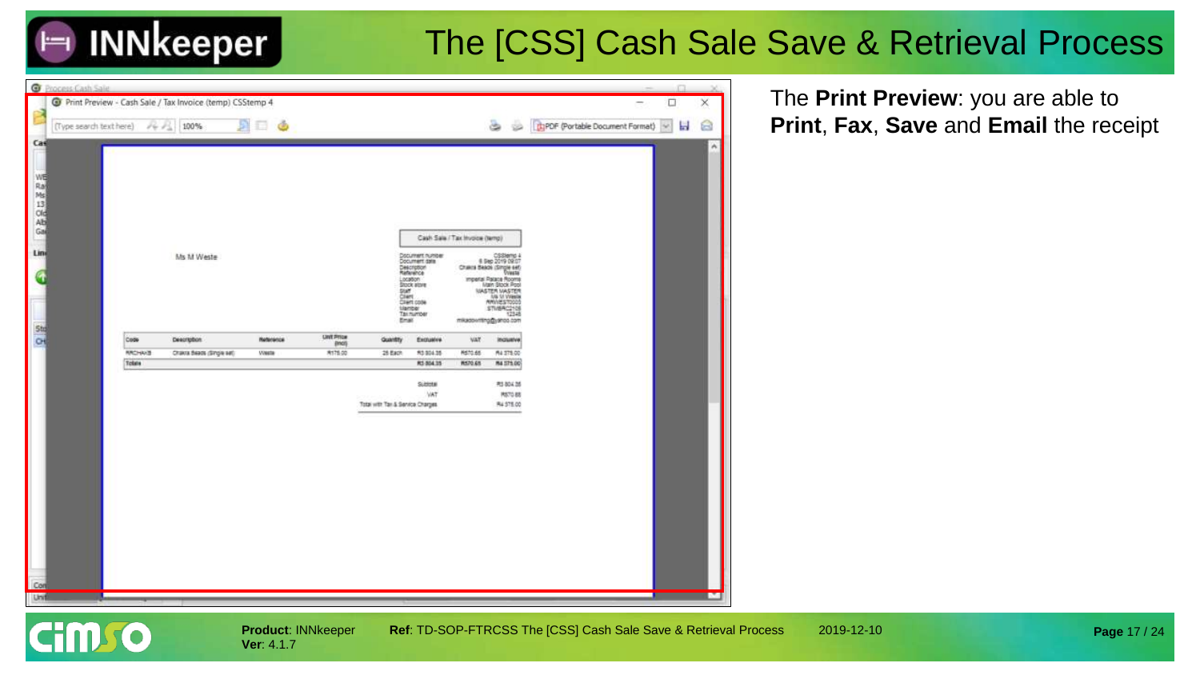# The [CSS] Cash Sale Save & Retrieval Process

The **Print Preview**: you are able to **Print**, **Fax**, **Save** and **Email** the receipt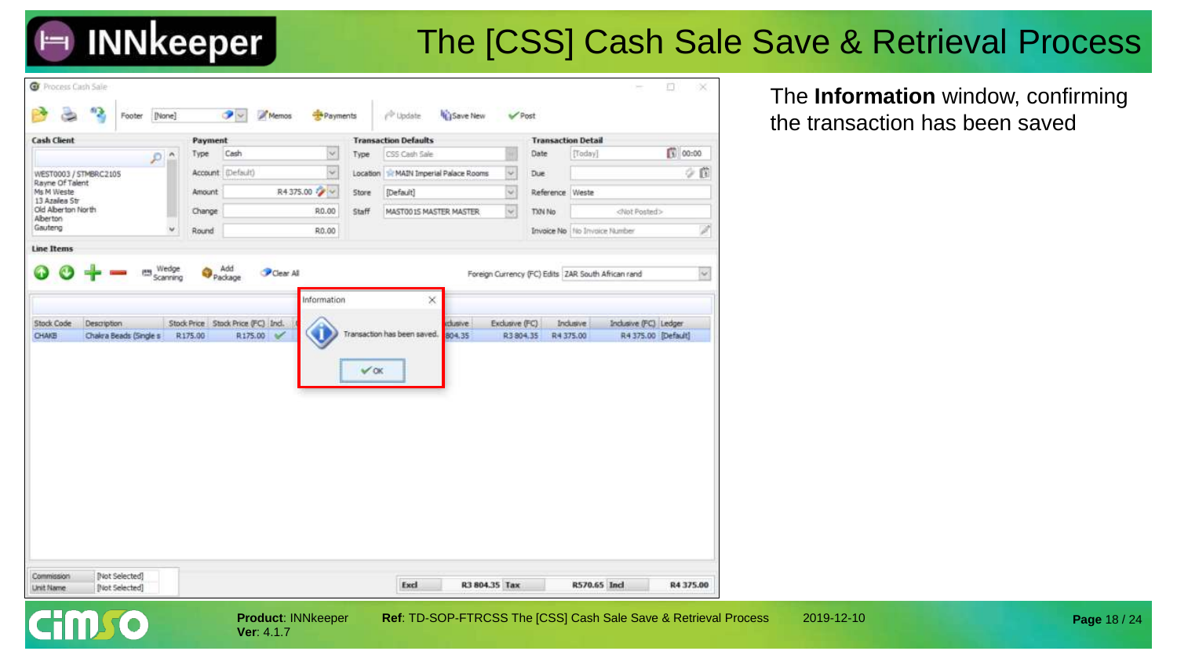# The [CSS] Cash Sale Save & Retrieval Process

The **Information** window, confirming the transaction has been saved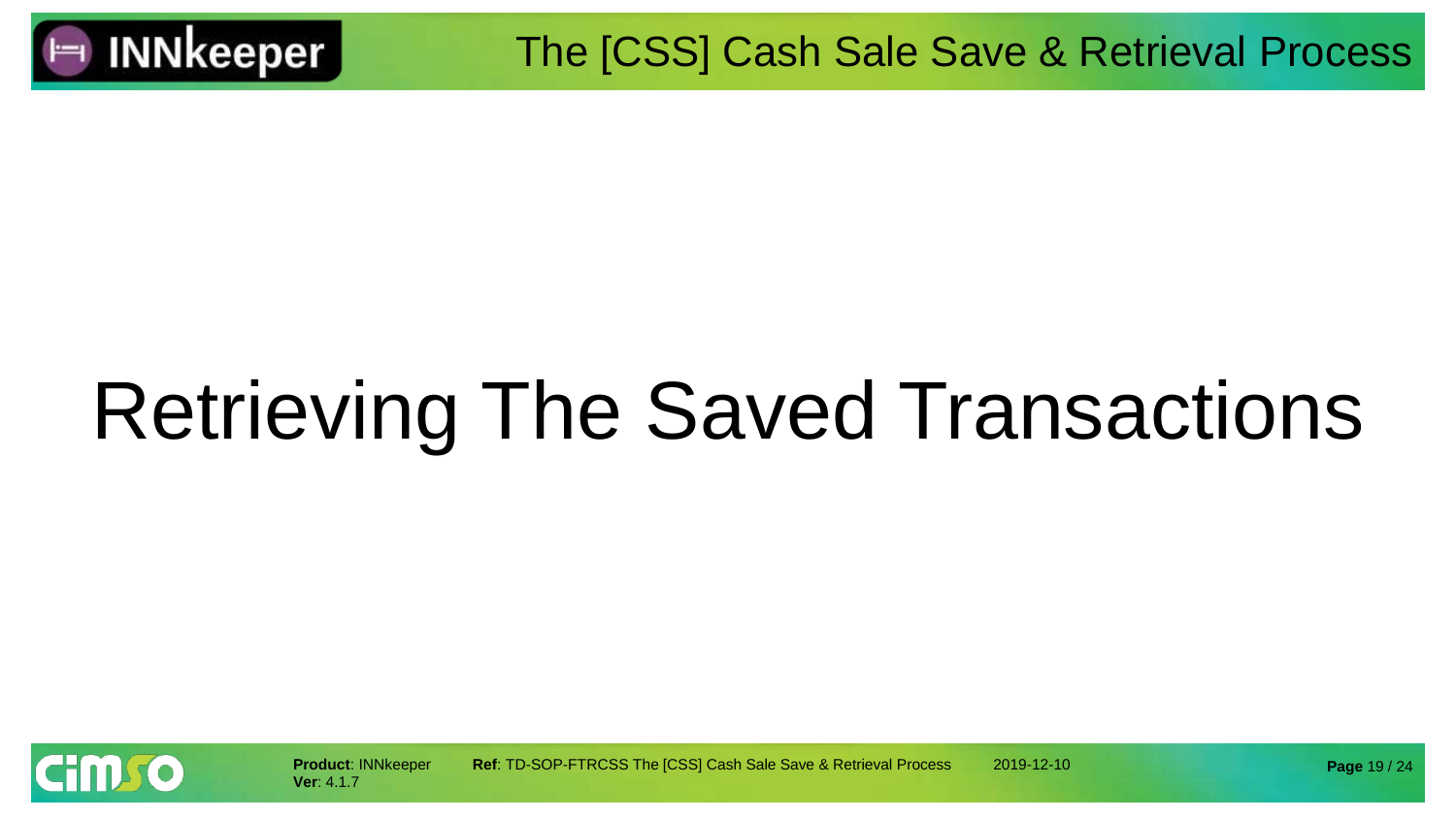# Retrieving The Saved Transactions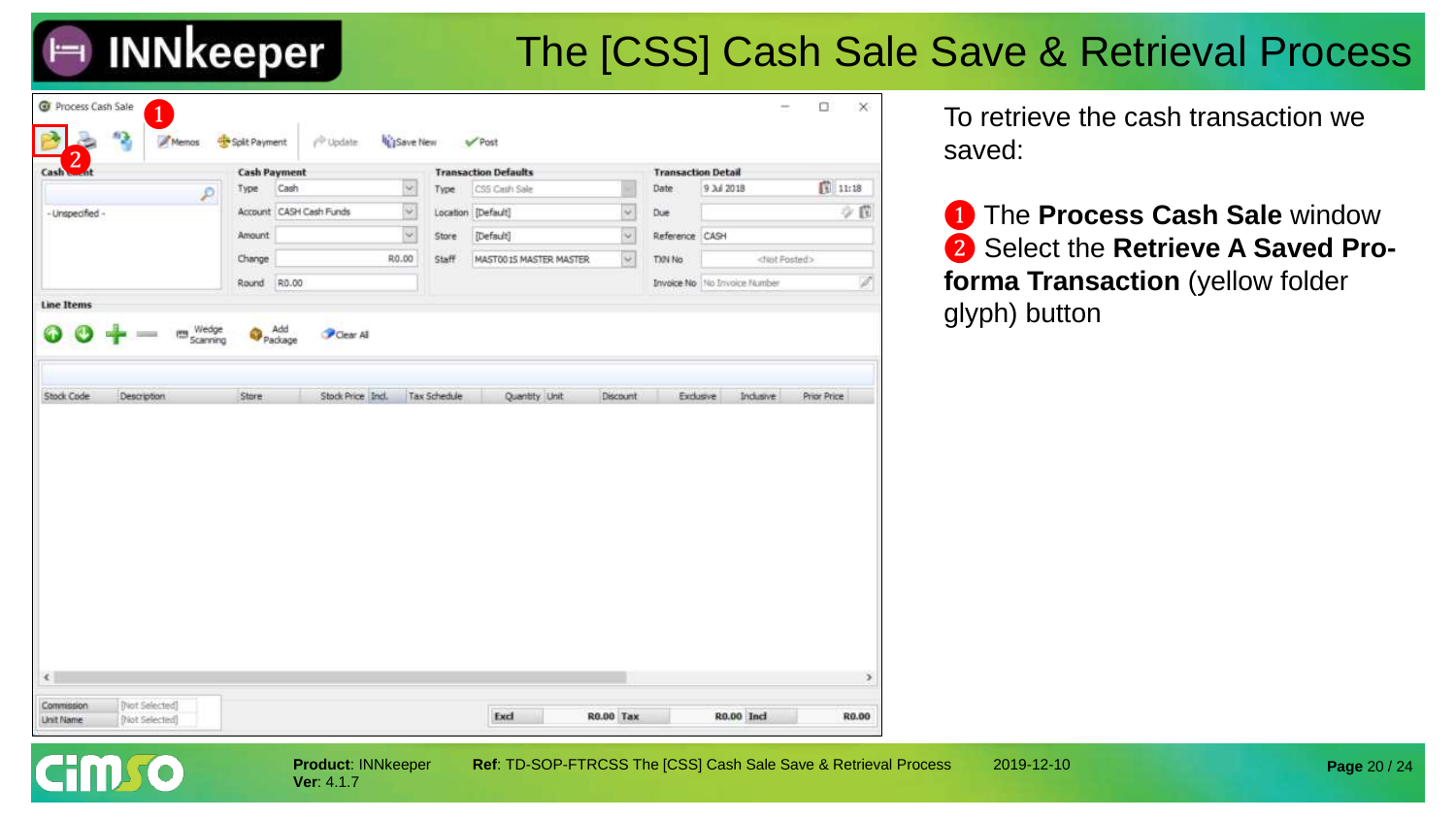# The [CSS] Cash Sale Save & Retrieval Process

To retrieve the cash transaction we saved:

❶ The **Process Cash Sale** window
❷ Select the **Retrieve A Saved Pro-forma Transaction** (yellow folder glyph) button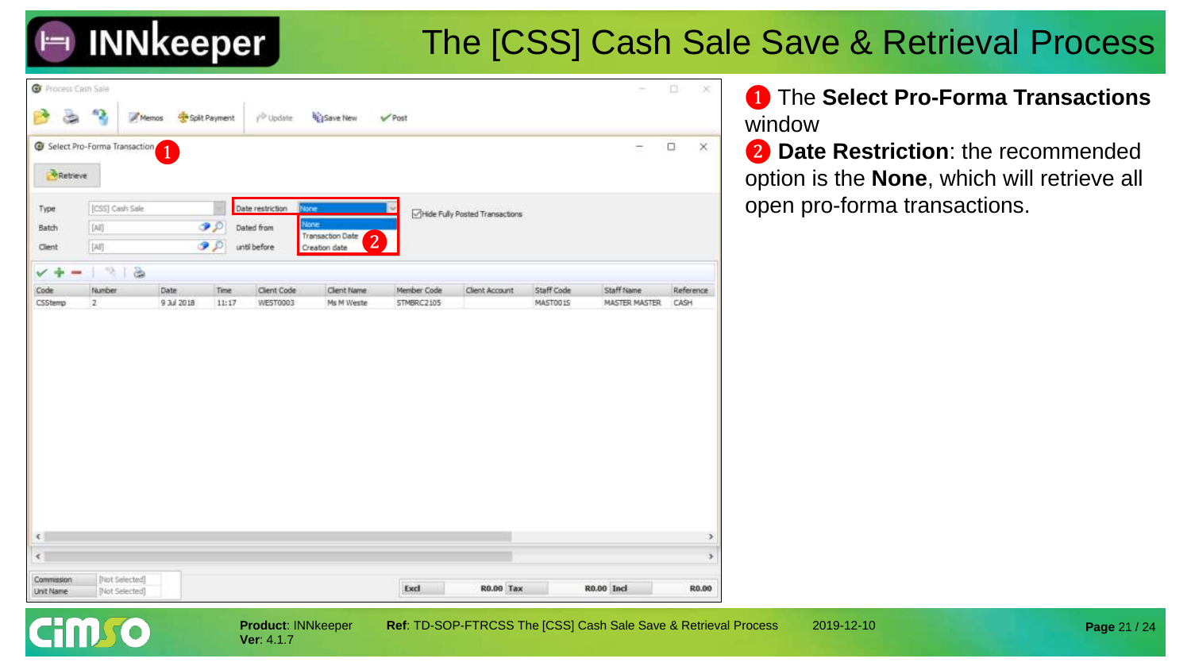# The [CSS] Cash Sale Save & Retrieval Process

❶ The **Select Pro-Forma Transactions** window

❷ **Date Restriction**: the recommended option is the **None**, which will retrieve all open pro-forma transactions.

**Product**: INNkeeper **Ver**: 4.1.7

**Ref**: TD-SOP-FTRCSS The [CSS] Cash Sale Save & Retrieval Process 2019-12-10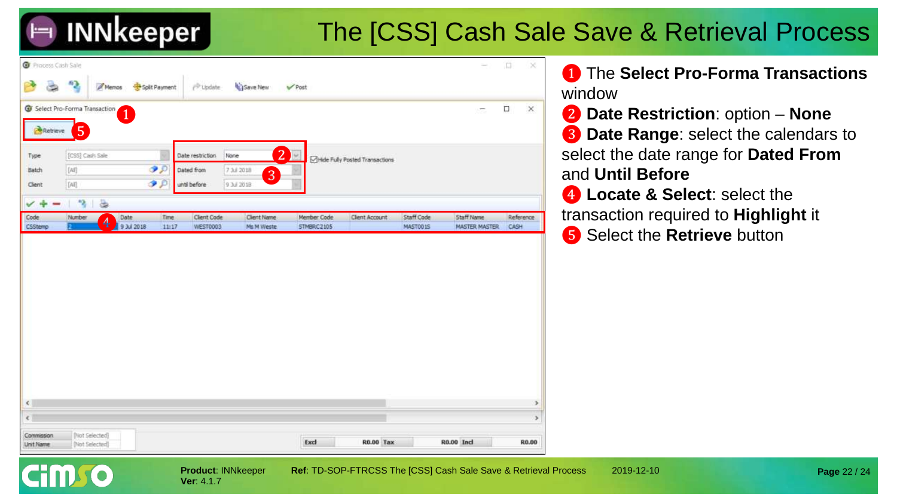# The [CSS] Cash Sale Save & Retrieval Process

Process Cash Sale

Memos | Split Payment | Update | Save New | Post

Select Pro-Forma Transaction ❶

Retrieve ❺

Type: [CSS] Cash Sale
Batch: [All]
Client: [All]

Date restriction: None ❷
Dated from: 7 Jul 2018 ❸
until before: 9 Jul 2018

Hide Fully Posted Transactions

| Code | Number | Date | Time | Client Code | Client Name | Member Code | Client Account | Staff Code | Staff Name | Reference |
|---|---|---|---|---|---|---|---|---|---|---|
| CSStemp | 2 ❹ | 9 Jul 2018 | 11:17 | WEST0003 | Ms M Weste | STMBRC2105 | | MAST001S | MASTER MASTER | CASH |

Commission: [Not Selected]
Unit Name: [Not Selected]

Excl R0.00 Tax R0.00 Incl R0.00

❶ The **Select Pro-Forma Transactions** window

❷ **Date Restriction**: option – **None**

❸ **Date Range**: select the calendars to select the date range for **Dated From** and **Until Before**

❹ **Locate & Select**: select the transaction required to **Highlight** it

❺ Select the **Retrieve** button

**Product**: INNkeeper
**Ver**: 4.1.7

**Ref**: TD-SOP-FTRCSS The [CSS] Cash Sale Save & Retrieval Process

2019-12-10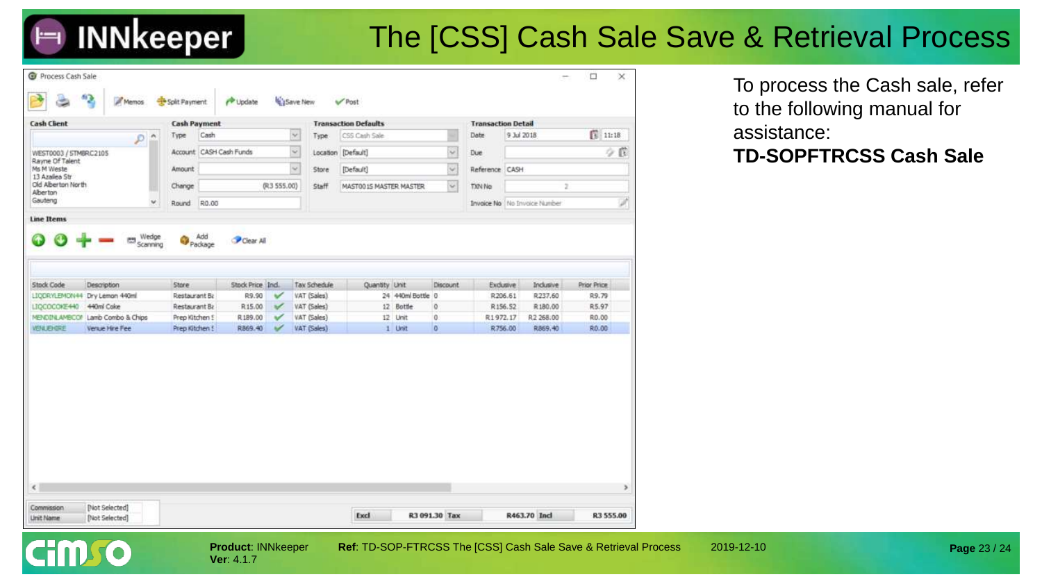# The [CSS] Cash Sale Save & Retrieval Process

**Process Cash Sale**

Memos | Split Payment | Update | Save New | Post

**Cash Client**

WEST0003 / STMBRC2105
Rayne Of Talent
Ms M Weste
13 Azalea Str
Old Alberton North
Alberton
Gauteng

**Cash Payment**

- Type: Cash
- Account: CASH Cash Funds
- Amount:
- Change: (R3 555.00)
- Round: R0.00

**Transaction Defaults**

- Type: CSS Cash Sale
- Location: [Default]
- Store: [Default]
- Staff: MAST0015 MASTER MASTER

**Transaction Detail**

- Date: 9 Jul 2018 11:18
- Due:
- Reference: CASH
- TXN No: 2
- Invoice No: No Invoice Number

**Line Items**

Wedge Scanning | Add Package | Clear All

| Stock Code | Description | Store | Stock Price | Incl. | Tax Schedule | Quantity | Unit | Discount | Exclusive | Inclusive | Prior Price |
|---|---|---|---|---|---|---|---|---|---|---|---|
| LIQDRYLEMON44 | Dry Lemon 440ml | Restaurant Ba | R9.90 | ✓ | VAT (Sales) | 24 | 440ml Bottle | 0 | R206.61 | R237.60 | R9.79 |
| LIQCOCOKE440 | 440ml Coke | Restaurant Ba | R15.00 | ✓ | VAT (Sales) | 12 | Bottle | 0 | R156.52 | R180.00 | R5.97 |
| MENDINLAMBCOM | Lamb Combo & Chips | Prep Kitchen S | R189.00 | ✓ | VAT (Sales) | 12 | Unit | 0 | R1 972.17 | R2 268.00 | R0.00 |
| VENUEHIRE | Venue Hire Fee | Prep Kitchen S | R869.40 | ✓ | VAT (Sales) | 1 | Unit | 0 | R756.00 | R869.40 | R0.00 |

Commission: [Not Selected]
Unit Name: [Not Selected]

Excl R3 091.30 | Tax R463.70 | Incl R3 555.00

To process the Cash sale, refer to the following manual for assistance:
**TD-SOPFTRCSS Cash Sale**

**Product**: INNkeeper
**Ver**: 4.1.7

**Ref**: TD-SOP-FTRCSS The [CSS] Cash Sale Save & Retrieval Process

2019-12-10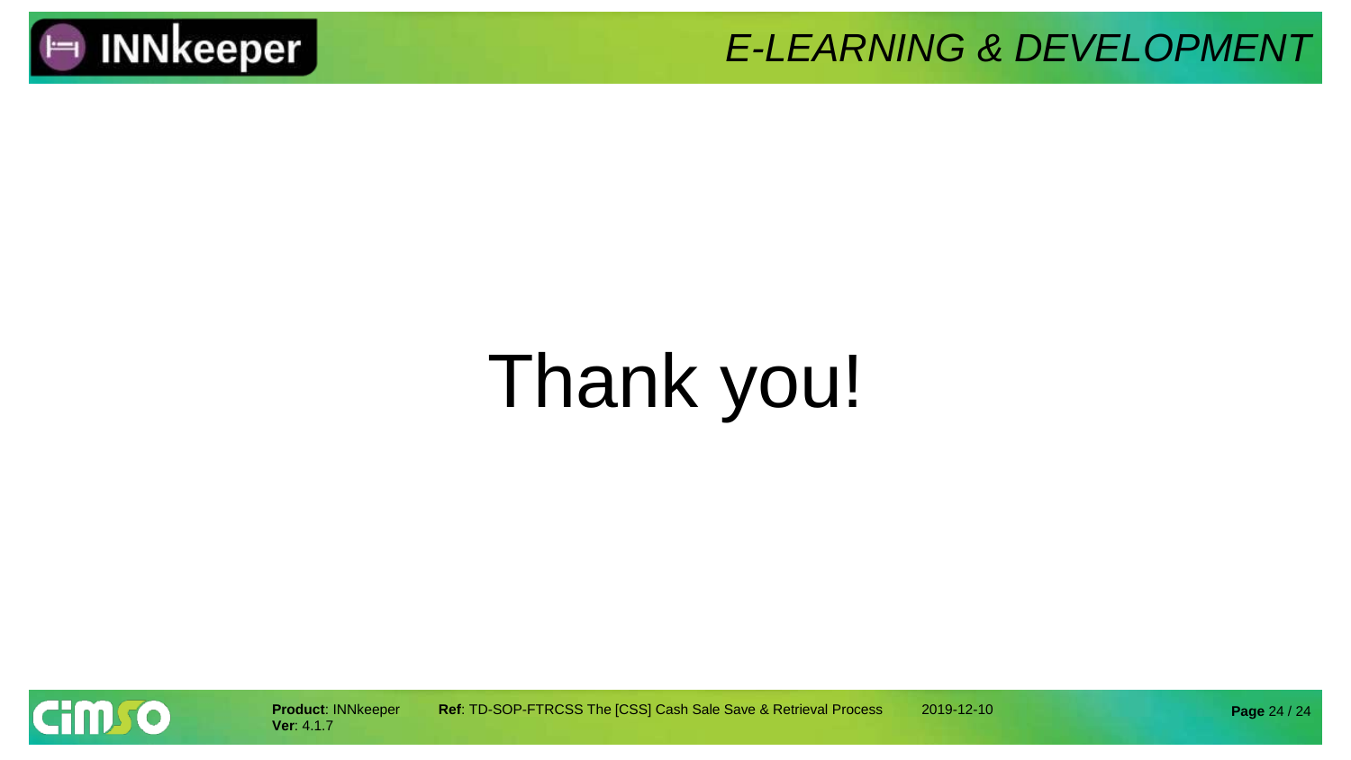# Thank you!